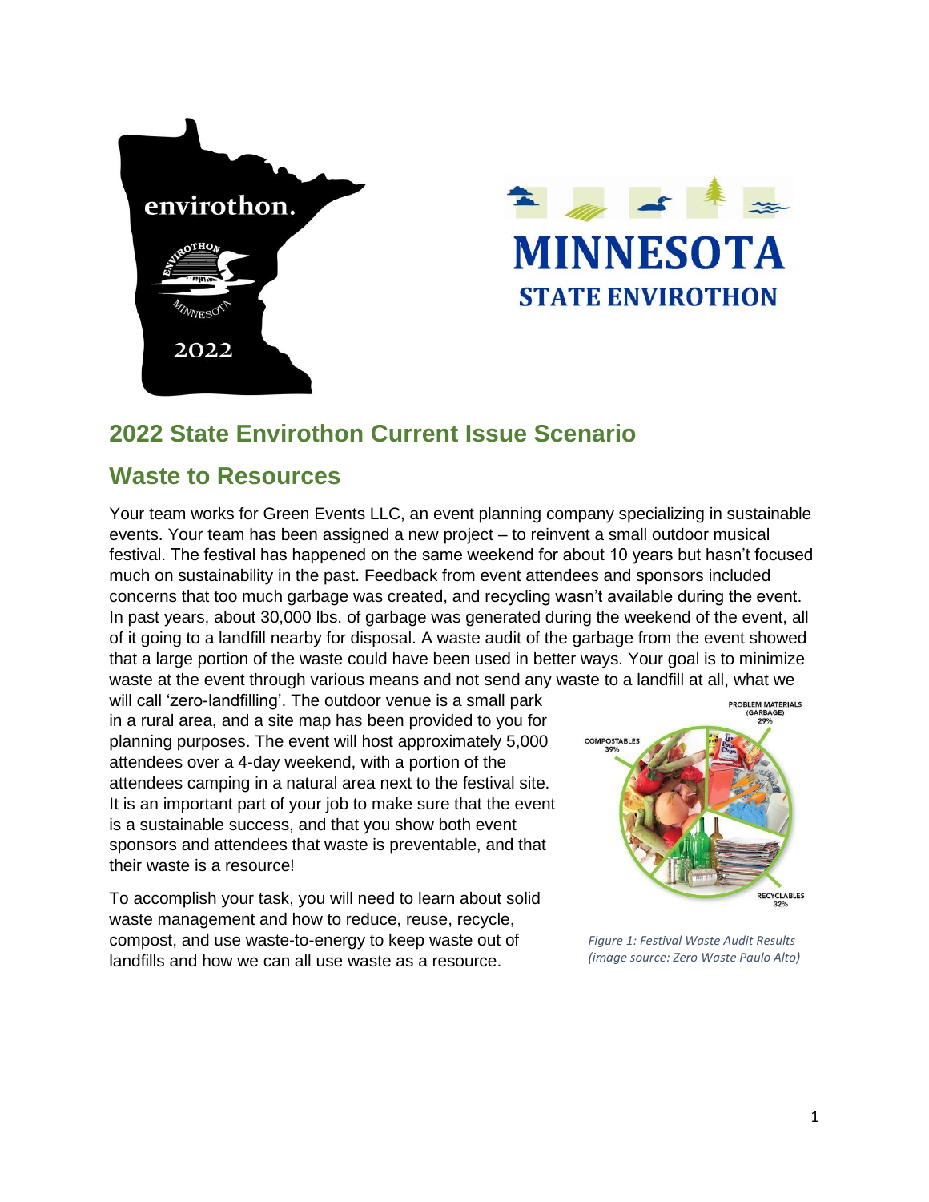## 2022 State Envirothon Current Issue Scenario

## Waste to Resources

Your team works for Green Events LLC, an event planning company specializing in sustainable events. Your team has been assigned a new project – to reinvent a small outdoor musical festival. The festival has happened on the same weekend for about 10 years but hasn't focused much on sustainability in the past. Feedback from event attendees and sponsors included concerns that too much garbage was created, and recycling wasn't available during the event. In past years, about 30,000 lbs. of garbage was generated during the weekend of the event, all of it going to a landfill nearby for disposal. A waste audit of the garbage from the event showed that a large portion of the waste could have been used in better ways. Your goal is to minimize waste at the event through various means and not send any waste to a landfill at all, what we will call 'zero-landfilling'. The outdoor venue is a small park in a rural area, and a site map has been provided to you for planning purposes. The event will host approximately 5,000 attendees over a 4-day weekend, with a portion of the attendees camping in a natural area next to the festival site. It is an important part of your job to make sure that the event is a sustainable success, and that you show both event sponsors and attendees that waste is preventable, and that their waste is a resource!

To accomplish your task, you will need to learn about solid waste management and how to reduce, reuse, recycle, compost, and use waste-to-energy to keep waste out of landfills and how we can all use waste as a resource.

PROBLEM MATERIALS (GARBAGE) 29%

COMPOSTABLES 39%

RECYCLABLES 32%

*Figure 1: Festival Waste Audit Results (image source: Zero Waste Paulo Alto)*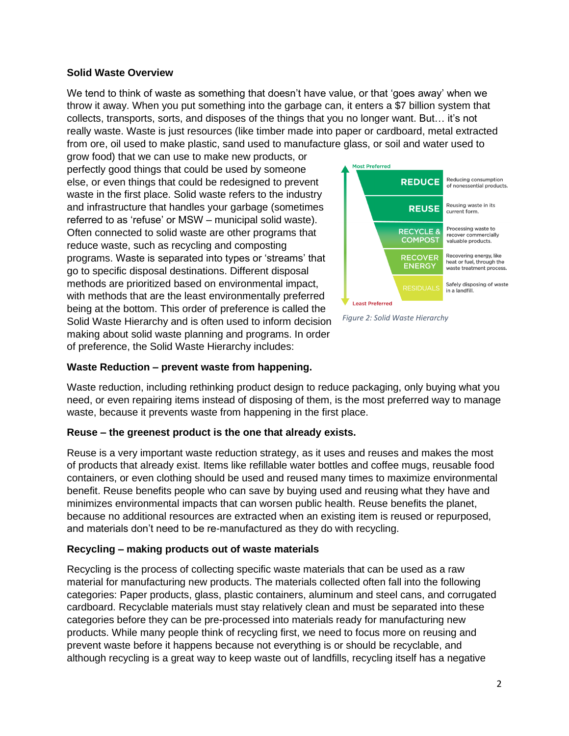**Solid Waste Overview**

We tend to think of waste as something that doesn't have value, or that 'goes away' when we throw it away. When you put something into the garbage can, it enters a $7 billion system that collects, transports, sorts, and disposes of the things that you no longer want. But… it's not really waste. Waste is just resources (like timber made into paper or cardboard, metal extracted from ore, oil used to make plastic, sand used to manufacture glass, or soil and water used to grow food) that we can use to make new products, or perfectly good things that could be used by someone else, or even things that could be redesigned to prevent waste in the first place. Solid waste refers to the industry and infrastructure that handles your garbage (sometimes referred to as 'refuse' or MSW – municipal solid waste). Often connected to solid waste are other programs that reduce waste, such as recycling and composting programs. Waste is separated into types or 'streams' that go to specific disposal destinations. Different disposal methods are prioritized based on environmental impact, with methods that are the least environmentally preferred being at the bottom. This order of preference is called the Solid Waste Hierarchy and is often used to inform decision making about solid waste planning and programs. In order of preference, the Solid Waste Hierarchy includes:

Most Preferred

| | |
|---|---|
| REDUCE | Reducing consumption of nonessential products. |
| REUSE | Reusing waste in its current form. |
| RECYCLE & COMPOST | Processing waste to recover commercially valuable products. |
| RECOVER ENERGY | Recovering energy, like heat or fuel, through the waste treatment process. |
| RESIDUALS | Safely disposing of waste in a landfill. |

Least Preferred

*Figure 2: Solid Waste Hierarchy*

**Waste Reduction – prevent waste from happening.**

Waste reduction, including rethinking product design to reduce packaging, only buying what you need, or even repairing items instead of disposing of them, is the most preferred way to manage waste, because it prevents waste from happening in the first place.

**Reuse – the greenest product is the one that already exists.**

Reuse is a very important waste reduction strategy, as it uses and reuses and makes the most of products that already exist. Items like refillable water bottles and coffee mugs, reusable food containers, or even clothing should be used and reused many times to maximize environmental benefit. Reuse benefits people who can save by buying used and reusing what they have and minimizes environmental impacts that can worsen public health. Reuse benefits the planet, because no additional resources are extracted when an existing item is reused or repurposed, and materials don't need to be re-manufactured as they do with recycling.

**Recycling – making products out of waste materials**

Recycling is the process of collecting specific waste materials that can be used as a raw material for manufacturing new products. The materials collected often fall into the following categories: Paper products, glass, plastic containers, aluminum and steel cans, and corrugated cardboard. Recyclable materials must stay relatively clean and must be separated into these categories before they can be pre-processed into materials ready for manufacturing new products. While many people think of recycling first, we need to focus more on reusing and prevent waste before it happens because not everything is or should be recyclable, and although recycling is a great way to keep waste out of landfills, recycling itself has a negative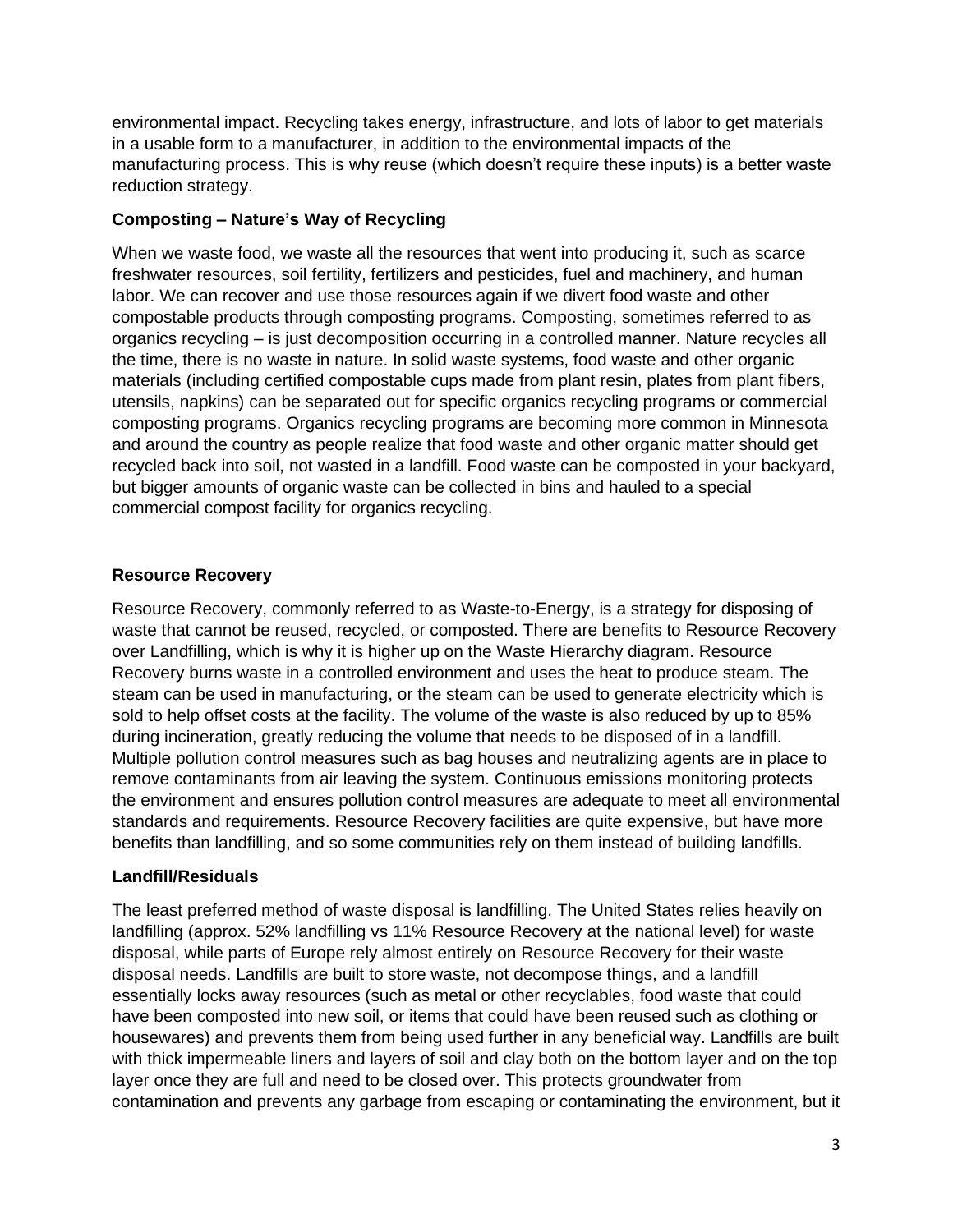environmental impact. Recycling takes energy, infrastructure, and lots of labor to get materials in a usable form to a manufacturer, in addition to the environmental impacts of the manufacturing process. This is why reuse (which doesn't require these inputs) is a better waste reduction strategy.

### Composting – Nature's Way of Recycling

When we waste food, we waste all the resources that went into producing it, such as scarce freshwater resources, soil fertility, fertilizers and pesticides, fuel and machinery, and human labor. We can recover and use those resources again if we divert food waste and other compostable products through composting programs. Composting, sometimes referred to as organics recycling – is just decomposition occurring in a controlled manner. Nature recycles all the time, there is no waste in nature. In solid waste systems, food waste and other organic materials (including certified compostable cups made from plant resin, plates from plant fibers, utensils, napkins) can be separated out for specific organics recycling programs or commercial composting programs. Organics recycling programs are becoming more common in Minnesota and around the country as people realize that food waste and other organic matter should get recycled back into soil, not wasted in a landfill. Food waste can be composted in your backyard, but bigger amounts of organic waste can be collected in bins and hauled to a special commercial compost facility for organics recycling.

### Resource Recovery

Resource Recovery, commonly referred to as Waste-to-Energy, is a strategy for disposing of waste that cannot be reused, recycled, or composted. There are benefits to Resource Recovery over Landfilling, which is why it is higher up on the Waste Hierarchy diagram. Resource Recovery burns waste in a controlled environment and uses the heat to produce steam. The steam can be used in manufacturing, or the steam can be used to generate electricity which is sold to help offset costs at the facility. The volume of the waste is also reduced by up to 85% during incineration, greatly reducing the volume that needs to be disposed of in a landfill. Multiple pollution control measures such as bag houses and neutralizing agents are in place to remove contaminants from air leaving the system. Continuous emissions monitoring protects the environment and ensures pollution control measures are adequate to meet all environmental standards and requirements. Resource Recovery facilities are quite expensive, but have more benefits than landfilling, and so some communities rely on them instead of building landfills.

### Landfill/Residuals

The least preferred method of waste disposal is landfilling. The United States relies heavily on landfilling (approx. 52% landfilling vs 11% Resource Recovery at the national level) for waste disposal, while parts of Europe rely almost entirely on Resource Recovery for their waste disposal needs. Landfills are built to store waste, not decompose things, and a landfill essentially locks away resources (such as metal or other recyclables, food waste that could have been composted into new soil, or items that could have been reused such as clothing or housewares) and prevents them from being used further in any beneficial way. Landfills are built with thick impermeable liners and layers of soil and clay both on the bottom layer and on the top layer once they are full and need to be closed over. This protects groundwater from contamination and prevents any garbage from escaping or contaminating the environment, but it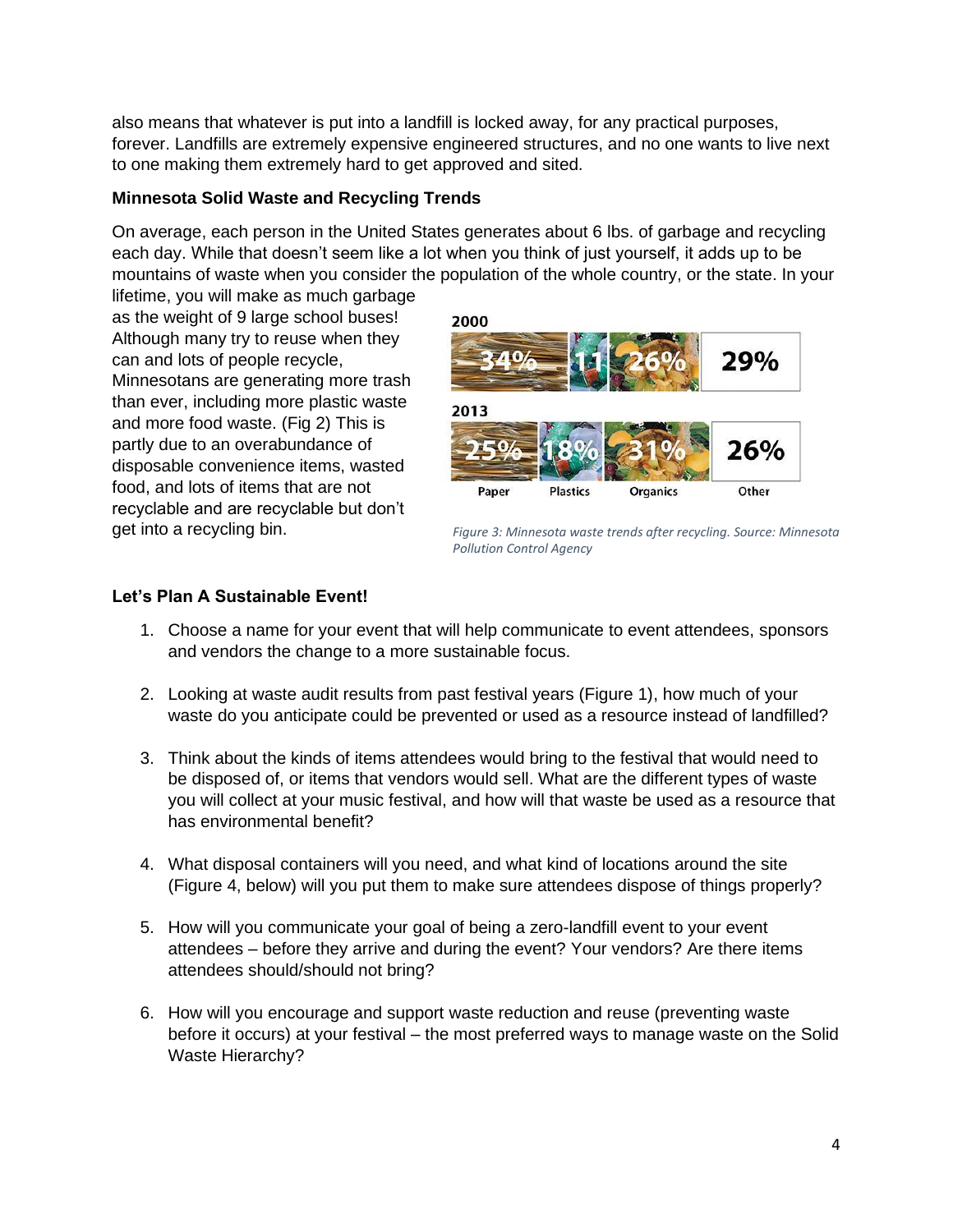also means that whatever is put into a landfill is locked away, for any practical purposes, forever. Landfills are extremely expensive engineered structures, and no one wants to live next to one making them extremely hard to get approved and sited.

**Minnesota Solid Waste and Recycling Trends**

On average, each person in the United States generates about 6 lbs. of garbage and recycling each day. While that doesn't seem like a lot when you think of just yourself, it adds up to be mountains of waste when you consider the population of the whole country, or the state. In your lifetime, you will make as much garbage as the weight of 9 large school buses! Although many try to reuse when they can and lots of people recycle, Minnesotans are generating more trash than ever, including more plastic waste and more food waste. (Fig 2) This is partly due to an overabundance of disposable convenience items, wasted food, and lots of items that are not recyclable and are recyclable but don't get into a recycling bin.

| Year | Paper | Plastics | Organics | Other |
| --- | --- | --- | --- | --- |
| 2000 | 34% | 11 | 26% | 29% |
| 2013 | 25% | 18% | 31% | 26% |

*Figure 3: Minnesota waste trends after recycling. Source: Minnesota Pollution Control Agency*

**Let's Plan A Sustainable Event!**

1. Choose a name for your event that will help communicate to event attendees, sponsors and vendors the change to a more sustainable focus.

2. Looking at waste audit results from past festival years (Figure 1), how much of your waste do you anticipate could be prevented or used as a resource instead of landfilled?

3. Think about the kinds of items attendees would bring to the festival that would need to be disposed of, or items that vendors would sell. What are the different types of waste you will collect at your music festival, and how will that waste be used as a resource that has environmental benefit?

4. What disposal containers will you need, and what kind of locations around the site (Figure 4, below) will you put them to make sure attendees dispose of things properly?

5. How will you communicate your goal of being a zero-landfill event to your event attendees – before they arrive and during the event? Your vendors? Are there items attendees should/should not bring?

6. How will you encourage and support waste reduction and reuse (preventing waste before it occurs) at your festival – the most preferred ways to manage waste on the Solid Waste Hierarchy?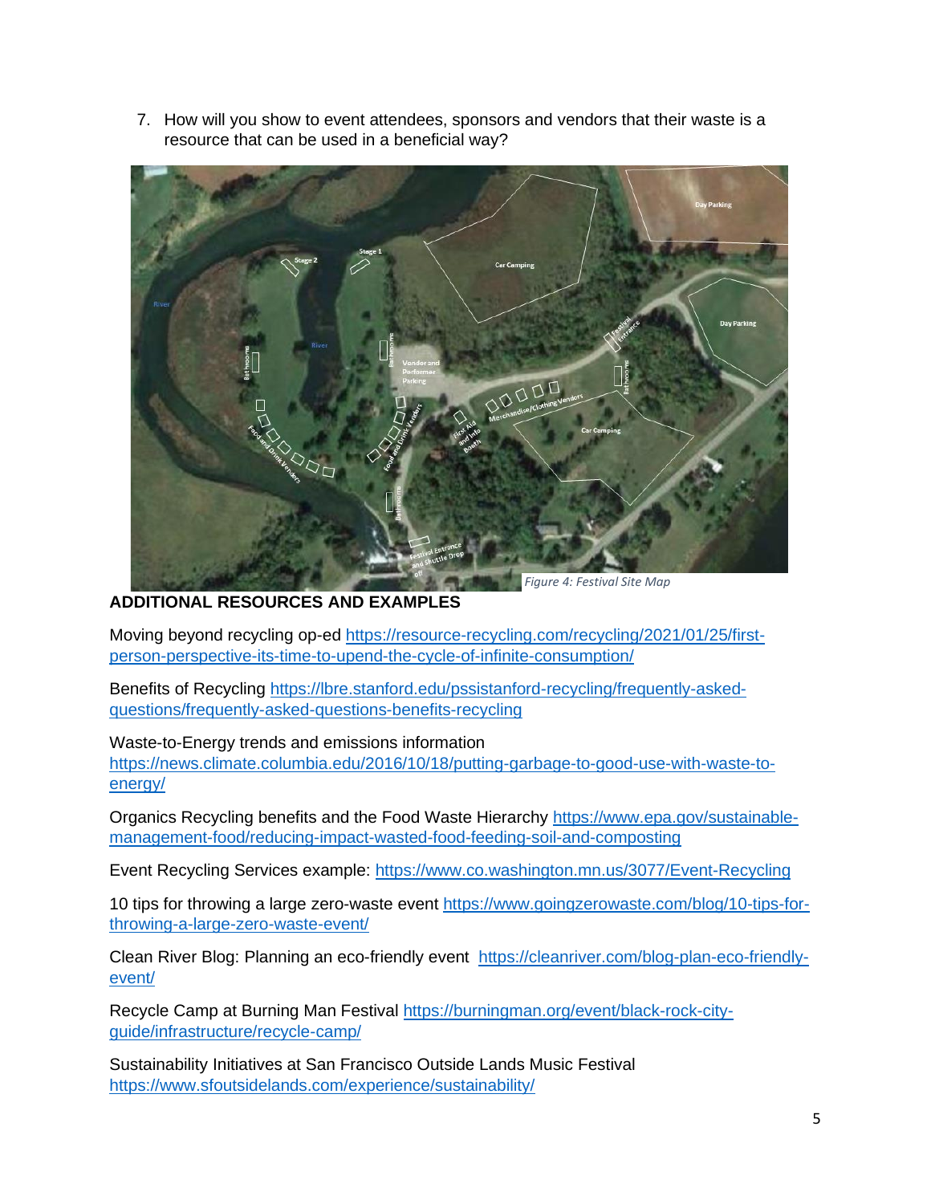7. How will you show to event attendees, sponsors and vendors that their waste is a resource that can be used in a beneficial way?

*Figure 4: Festival Site Map*

**ADDITIONAL RESOURCES AND EXAMPLES**

Moving beyond recycling op-ed https://resource-recycling.com/recycling/2021/01/25/first-person-perspective-its-time-to-upend-the-cycle-of-infinite-consumption/

Benefits of Recycling https://lbre.stanford.edu/pssistanford-recycling/frequently-asked-questions/frequently-asked-questions-benefits-recycling

Waste-to-Energy trends and emissions information https://news.climate.columbia.edu/2016/10/18/putting-garbage-to-good-use-with-waste-to-energy/

Organics Recycling benefits and the Food Waste Hierarchy https://www.epa.gov/sustainable-management-food/reducing-impact-wasted-food-feeding-soil-and-composting

Event Recycling Services example: https://www.co.washington.mn.us/3077/Event-Recycling

10 tips for throwing a large zero-waste event https://www.goingzerowaste.com/blog/10-tips-for-throwing-a-large-zero-waste-event/

Clean River Blog: Planning an eco-friendly event https://cleanriver.com/blog-plan-eco-friendly-event/

Recycle Camp at Burning Man Festival https://burningman.org/event/black-rock-city-guide/infrastructure/recycle-camp/

Sustainability Initiatives at San Francisco Outside Lands Music Festival https://www.sfoutsidelands.com/experience/sustainability/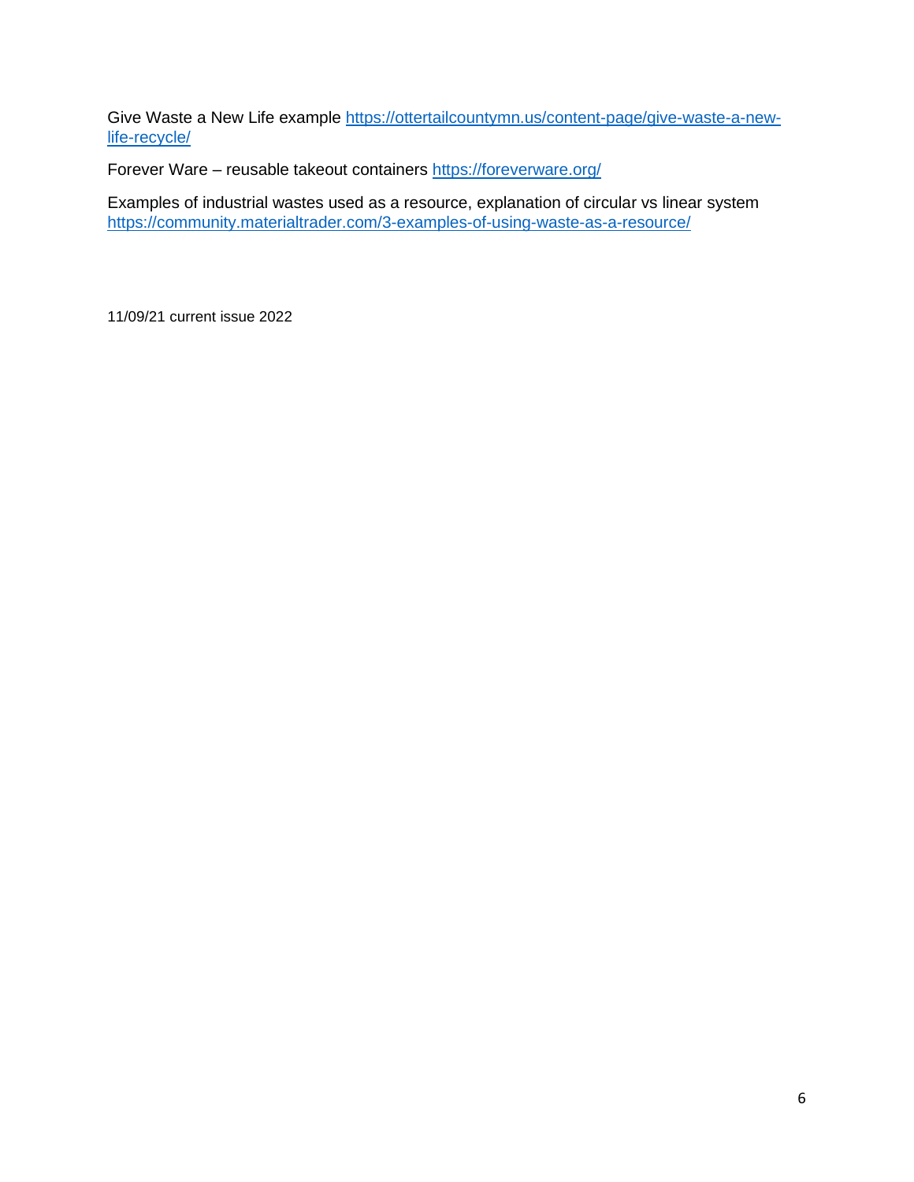Give Waste a New Life example https://ottertailcountymn.us/content-page/give-waste-a-new-life-recycle/

Forever Ware – reusable takeout containers https://foreverware.org/

Examples of industrial wastes used as a resource, explanation of circular vs linear system https://community.materialtrader.com/3-examples-of-using-waste-as-a-resource/

11/09/21 current issue 2022